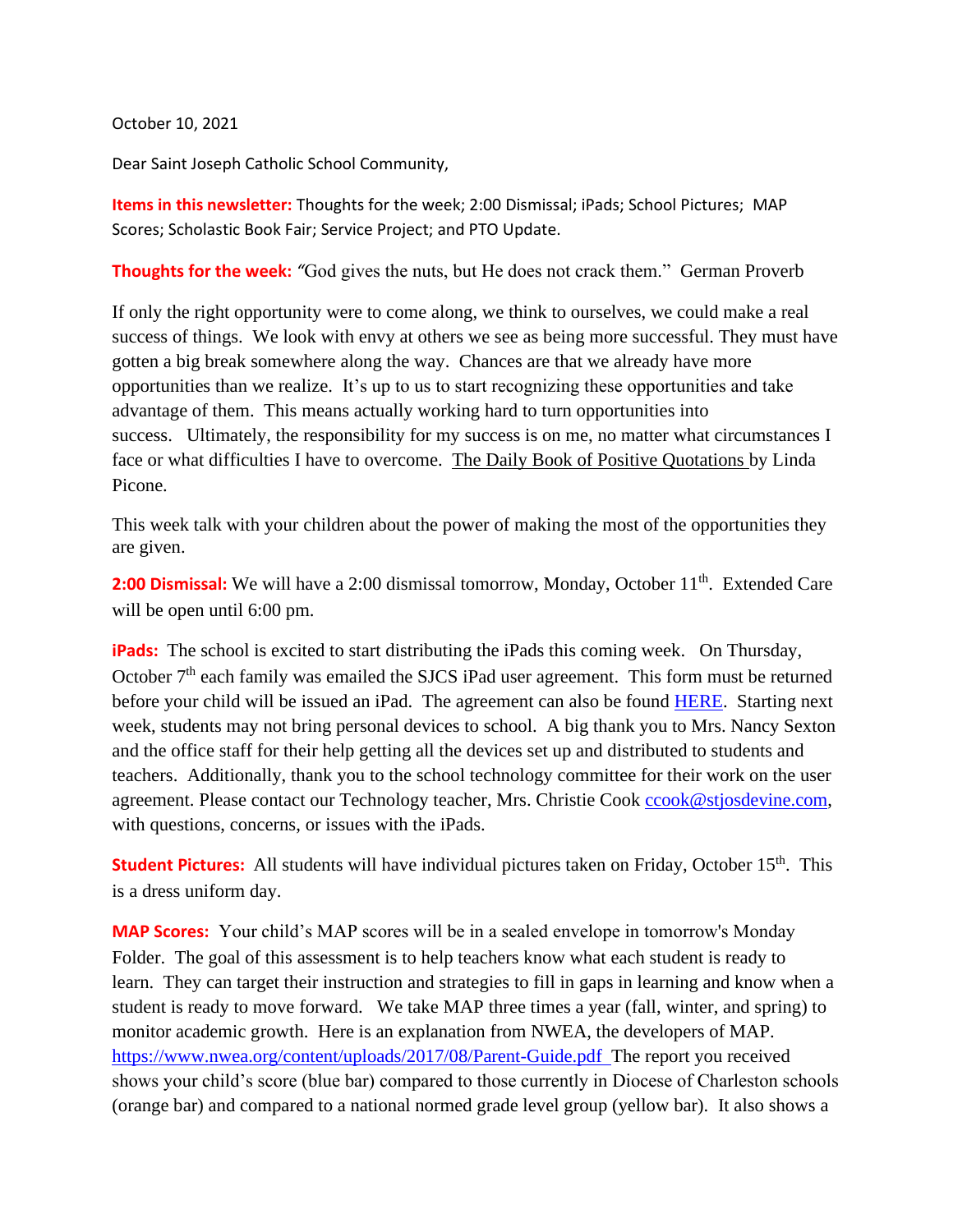October 10, 2021

Dear Saint Joseph Catholic School Community,

**Items in this newsletter:** Thoughts for the week; 2:00 Dismissal; iPads; School Pictures; MAP Scores; Scholastic Book Fair; Service Project; and PTO Update.

**Thoughts for the week:** "God gives the nuts, but He does not crack them." German Proverb

If only the right opportunity were to come along, we think to ourselves, we could make a real success of things. We look with envy at others we see as being more successful. They must have gotten a big break somewhere along the way. Chances are that we already have more opportunities than we realize. It's up to us to start recognizing these opportunities and take advantage of them. This means actually working hard to turn opportunities into success. Ultimately, the responsibility for my success is on me, no matter what circumstances I face or what difficulties I have to overcome. The Daily Book of Positive Quotations by Linda Picone.

This week talk with your children about the power of making the most of the opportunities they are given.

**2:00 Dismissal:** We will have a 2:00 dismissal tomorrow, Monday, October 11th. Extended Care will be open until 6:00 pm.

**iPads:** The school is excited to start distributing the iPads this coming week. On Thursday, October 7th each family was emailed the SJCS iPad user agreement. This form must be returned before your child will be issued an iPad. The agreement can also be found HERE. Starting next week, students may not bring personal devices to school. A big thank you to Mrs. Nancy Sexton and the office staff for their help getting all the devices set up and distributed to students and teachers. Additionally, thank you to the school technology committee for their work on the user agreement. Please contact our Technology teacher, Mrs. Christie Cook ccook@stjosdevine.com, with questions, concerns, or issues with the iPads.

**Student Pictures:** All students will have individual pictures taken on Friday, October 15th. This is a dress uniform day.

**MAP Scores:** Your child's MAP scores will be in a sealed envelope in tomorrow's Monday Folder. The goal of this assessment is to help teachers know what each student is ready to learn. They can target their instruction and strategies to fill in gaps in learning and know when a student is ready to move forward. We take MAP three times a year (fall, winter, and spring) to monitor academic growth. Here is an explanation from NWEA, the developers of MAP. https://www.nwea.org/content/uploads/2017/08/Parent-Guide.pdf The report you received shows your child's score (blue bar) compared to those currently in Diocese of Charleston schools (orange bar) and compared to a national normed grade level group (yellow bar). It also shows a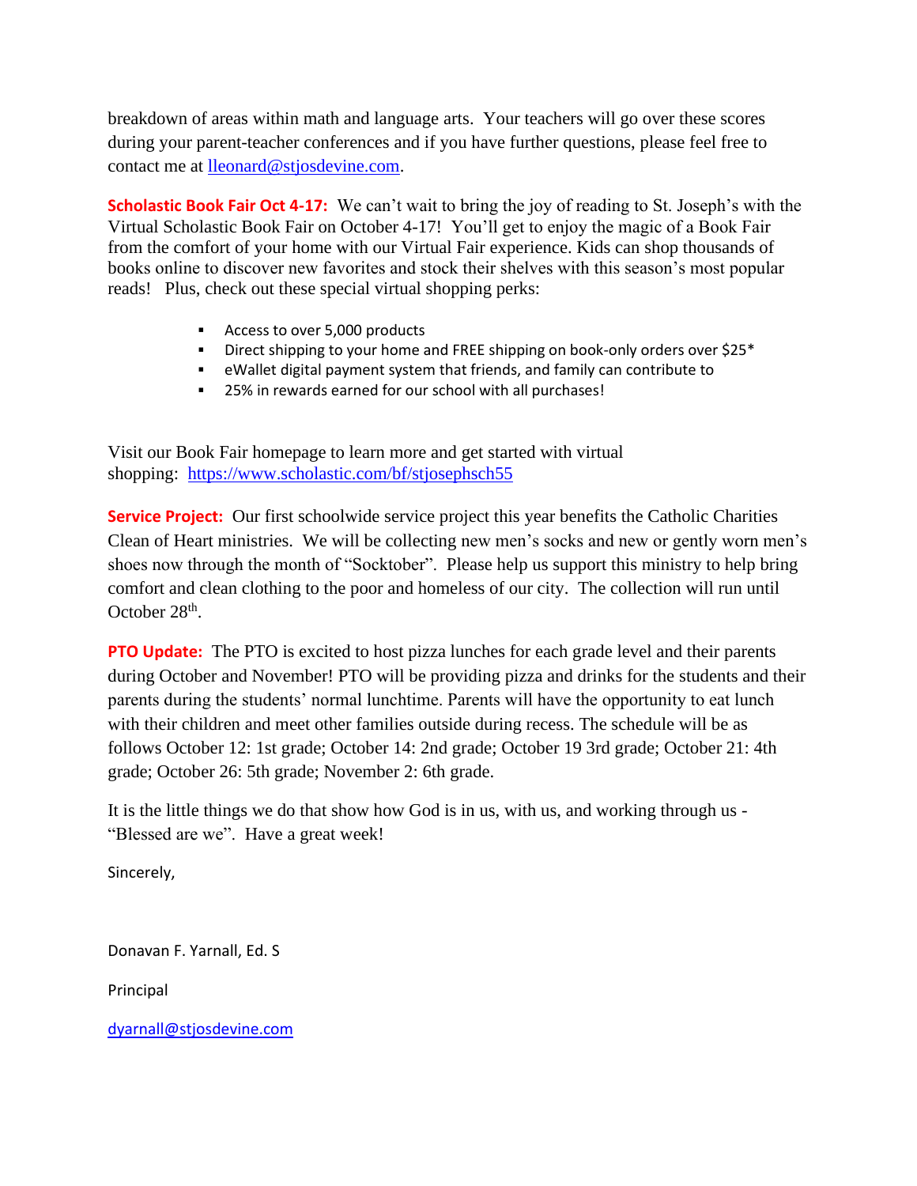breakdown of areas within math and language arts. Your teachers will go over these scores during your parent-teacher conferences and if you have further questions, please feel free to contact me at lleonard@stjosdevine.com.

**Scholastic Book Fair Oct 4-17:** We can't wait to bring the joy of reading to St. Joseph's with the Virtual Scholastic Book Fair on October 4-17! You'll get to enjoy the magic of a Book Fair from the comfort of your home with our Virtual Fair experience. Kids can shop thousands of books online to discover new favorites and stock their shelves with this season's most popular reads! Plus, check out these special virtual shopping perks:

- Access to over 5,000 products
- Direct shipping to your home and FREE shipping on book-only orders over $25*
- eWallet digital payment system that friends, and family can contribute to
- 25% in rewards earned for our school with all purchases!

Visit our Book Fair homepage to learn more and get started with virtual shopping: https://www.scholastic.com/bf/stjosephsch55

**Service Project:** Our first schoolwide service project this year benefits the Catholic Charities Clean of Heart ministries. We will be collecting new men's socks and new or gently worn men's shoes now through the month of "Socktober". Please help us support this ministry to help bring comfort and clean clothing to the poor and homeless of our city. The collection will run until October 28th.

**PTO Update:** The PTO is excited to host pizza lunches for each grade level and their parents during October and November! PTO will be providing pizza and drinks for the students and their parents during the students' normal lunchtime. Parents will have the opportunity to eat lunch with their children and meet other families outside during recess. The schedule will be as follows October 12: 1st grade; October 14: 2nd grade; October 19 3rd grade; October 21: 4th grade; October 26: 5th grade; November 2: 6th grade.

It is the little things we do that show how God is in us, with us, and working through us - "Blessed are we". Have a great week!

Sincerely,

Donavan F. Yarnall, Ed. S

Principal

dyarnall@stjosdevine.com